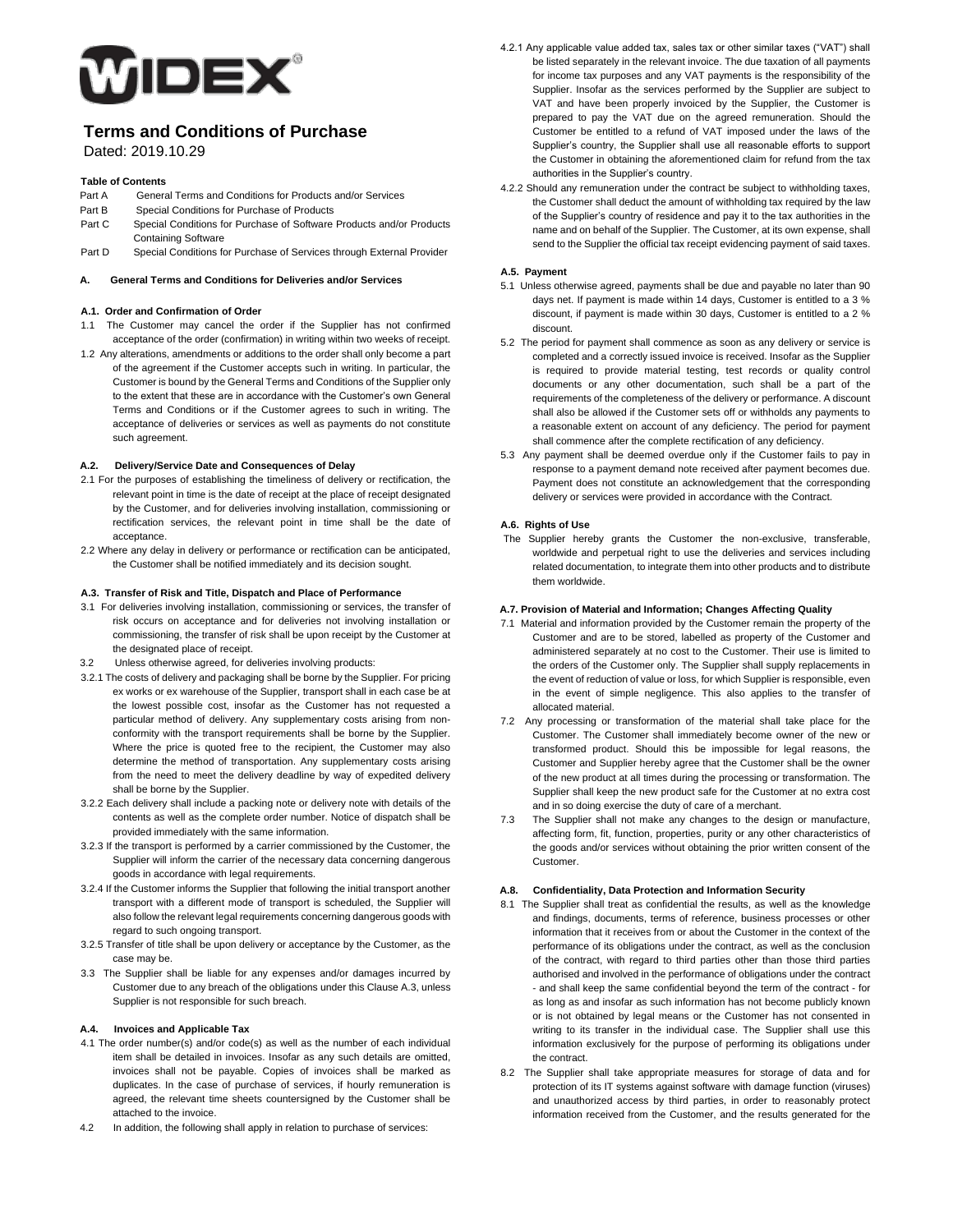WIDEX

# Terms and Conditions of Purchase

Dated: 2019.10.29

**Table of Contents**

| | |
|---|---|
| Part A | General Terms and Conditions for Products and/or Services |
| Part B | Special Conditions for Purchase of Products |
| Part C | Special Conditions for Purchase of Software Products and/or Products Containing Software |
| Part D | Special Conditions for Purchase of Services through External Provider |

## A. General Terms and Conditions for Deliveries and/or Services

### A.1. Order and Confirmation of Order

1.1 The Customer may cancel the order if the Supplier has not confirmed acceptance of the order (confirmation) in writing within two weeks of receipt.

1.2 Any alterations, amendments or additions to the order shall only become a part of the agreement if the Customer accepts such in writing. In particular, the Customer is bound by the General Terms and Conditions of the Supplier only to the extent that these are in accordance with the Customer's own General Terms and Conditions or if the Customer agrees to such in writing. The acceptance of deliveries or services as well as payments do not constitute such agreement.

### A.2. Delivery/Service Date and Consequences of Delay

2.1 For the purposes of establishing the timeliness of delivery or rectification, the relevant point in time is the date of receipt at the place of receipt designated by the Customer, and for deliveries involving installation, commissioning or rectification services, the relevant point in time shall be the date of acceptance.

2.2 Where any delay in delivery or performance or rectification can be anticipated, the Customer shall be notified immediately and its decision sought.

### A.3. Transfer of Risk and Title, Dispatch and Place of Performance

3.1 For deliveries involving installation, commissioning or services, the transfer of risk occurs on acceptance and for deliveries not involving installation or commissioning, the transfer of risk shall be upon receipt by the Customer at the designated place of receipt.

3.2 Unless otherwise agreed, for deliveries involving products:

3.2.1 The costs of delivery and packaging shall be borne by the Supplier. For pricing ex works or ex warehouse of the Supplier, transport shall in each case be at the lowest possible cost, insofar as the Customer has not requested a particular method of delivery. Any supplementary costs arising from non-conformity with the transport requirements shall be borne by the Supplier. Where the price is quoted free to the recipient, the Customer may also determine the method of transportation. Any supplementary costs arising from the need to meet the delivery deadline by way of expedited delivery shall be borne by the Supplier.

3.2.2 Each delivery shall include a packing note or delivery note with details of the contents as well as the complete order number. Notice of dispatch shall be provided immediately with the same information.

3.2.3 If the transport is performed by a carrier commissioned by the Customer, the Supplier will inform the carrier of the necessary data concerning dangerous goods in accordance with legal requirements.

3.2.4 If the Customer informs the Supplier that following the initial transport another transport with a different mode of transport is scheduled, the Supplier will also follow the relevant legal requirements concerning dangerous goods with regard to such ongoing transport.

3.2.5 Transfer of title shall be upon delivery or acceptance by the Customer, as the case may be.

3.3 The Supplier shall be liable for any expenses and/or damages incurred by Customer due to any breach of the obligations under this Clause A.3, unless Supplier is not responsible for such breach.

### A.4. Invoices and Applicable Tax

4.1 The order number(s) and/or code(s) as well as the number of each individual item shall be detailed in invoices. Insofar as any such details are omitted, invoices shall not be payable. Copies of invoices shall be marked as duplicates. In the case of purchase of services, if hourly remuneration is agreed, the relevant time sheets countersigned by the Customer shall be attached to the invoice.

4.2 In addition, the following shall apply in relation to purchase of services:

4.2.1 Any applicable value added tax, sales tax or other similar taxes ("VAT") shall be listed separately in the relevant invoice. The due taxation of all payments for income tax purposes and any VAT payments is the responsibility of the Supplier. Insofar as the services performed by the Supplier are subject to VAT and have been properly invoiced by the Supplier, the Customer is prepared to pay the VAT due on the agreed remuneration. Should the Customer be entitled to a refund of VAT imposed under the laws of the Supplier's country, the Supplier shall use all reasonable efforts to support the Customer in obtaining the aforementioned claim for refund from the tax authorities in the Supplier's country.

4.2.2 Should any remuneration under the contract be subject to withholding taxes, the Customer shall deduct the amount of withholding tax required by the law of the Supplier's country of residence and pay it to the tax authorities in the name and on behalf of the Supplier. The Customer, at its own expense, shall send to the Supplier the official tax receipt evidencing payment of said taxes.

### A.5. Payment

5.1 Unless otherwise agreed, payments shall be due and payable no later than 90 days net. If payment is made within 14 days, Customer is entitled to a 3 % discount, if payment is made within 30 days, Customer is entitled to a 2 % discount.

5.2 The period for payment shall commence as soon as any delivery or service is completed and a correctly issued invoice is received. Insofar as the Supplier is required to provide material testing, test records or quality control documents or any other documentation, such shall be a part of the requirements of the completeness of the delivery or performance. A discount shall also be allowed if the Customer sets off or withholds any payments to a reasonable extent on account of any deficiency. The period for payment shall commence after the complete rectification of any deficiency.

5.3 Any payment shall be deemed overdue only if the Customer fails to pay in response to a payment demand note received after payment becomes due. Payment does not constitute an acknowledgement that the corresponding delivery or services were provided in accordance with the Contract.

### A.6. Rights of Use

The Supplier hereby grants the Customer the non-exclusive, transferable, worldwide and perpetual right to use the deliveries and services including related documentation, to integrate them into other products and to distribute them worldwide.

### A.7. Provision of Material and Information; Changes Affecting Quality

7.1 Material and information provided by the Customer remain the property of the Customer and are to be stored, labelled as property of the Customer and administered separately at no cost to the Customer. Their use is limited to the orders of the Customer only. The Supplier shall supply replacements in the event of reduction of value or loss, for which Supplier is responsible, even in the event of simple negligence. This also applies to the transfer of allocated material.

7.2 Any processing or transformation of the material shall take place for the Customer. The Customer shall immediately become owner of the new or transformed product. Should this be impossible for legal reasons, the Customer and Supplier hereby agree that the Customer shall be the owner of the new product at all times during the processing or transformation. The Supplier shall keep the new product safe for the Customer at no extra cost and in so doing exercise the duty of care of a merchant.

7.3 The Supplier shall not make any changes to the design or manufacture, affecting form, fit, function, properties, purity or any other characteristics of the goods and/or services without obtaining the prior written consent of the Customer.

### A.8. Confidentiality, Data Protection and Information Security

8.1 The Supplier shall treat as confidential the results, as well as the knowledge and findings, documents, terms of reference, business processes or other information that it receives from or about the Customer in the context of the performance of its obligations under the contract, as well as the conclusion of the contract, with regard to third parties other than those third parties authorised and involved in the performance of obligations under the contract - and shall keep the same confidential beyond the term of the contract - for as long as and insofar as such information has not become publicly known or is not obtained by legal means or the Customer has not consented in writing to its transfer in the individual case. The Supplier shall use this information exclusively for the purpose of performing its obligations under the contract.

8.2 The Supplier shall take appropriate measures for storage of data and for protection of its IT systems against software with damage function (viruses) and unauthorized access by third parties, in order to reasonably protect information received from the Customer, and the results generated for the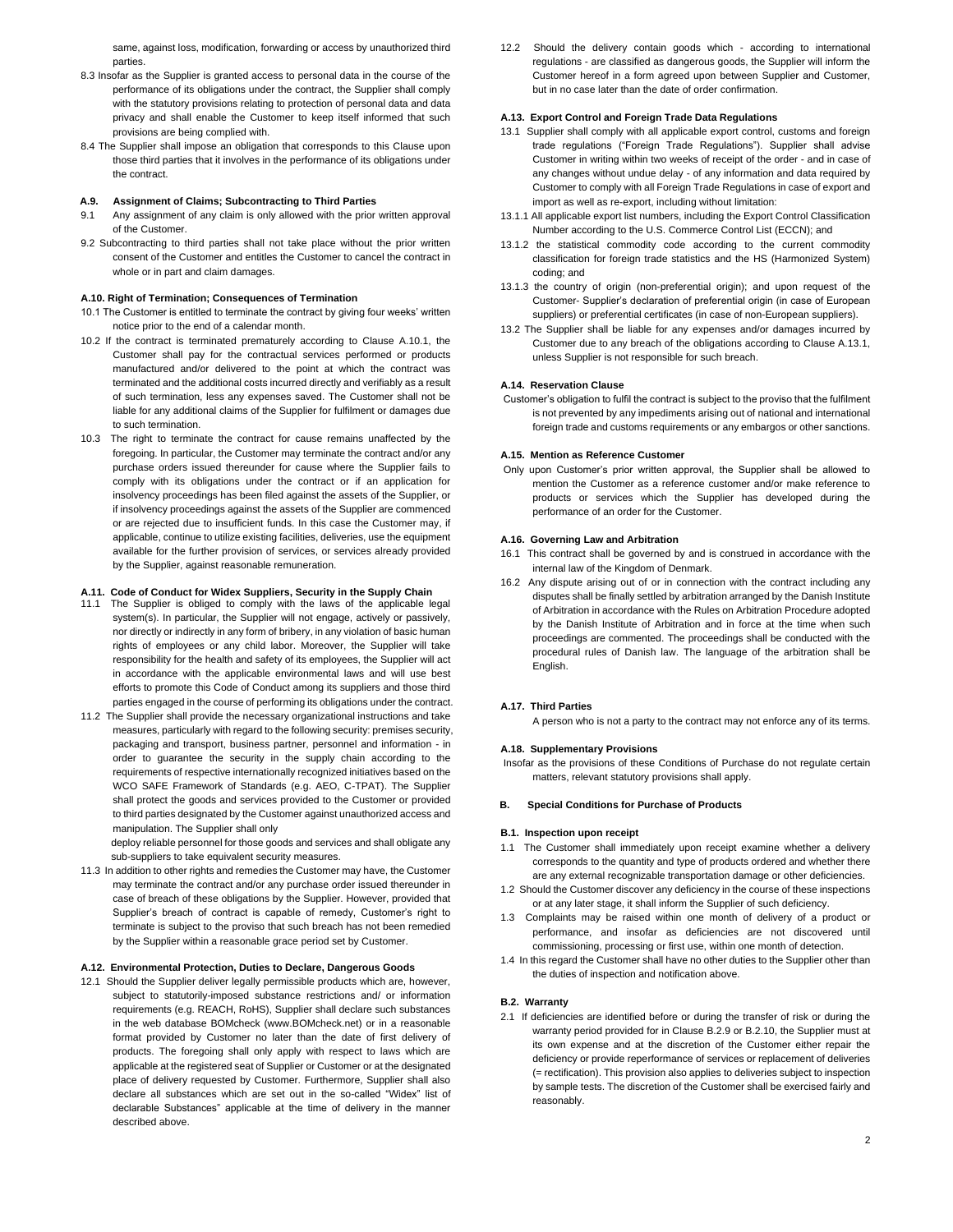same, against loss, modification, forwarding or access by unauthorized third parties.

8.3 Insofar as the Supplier is granted access to personal data in the course of the performance of its obligations under the contract, the Supplier shall comply with the statutory provisions relating to protection of personal data and data privacy and shall enable the Customer to keep itself informed that such provisions are being complied with.

8.4 The Supplier shall impose an obligation that corresponds to this Clause upon those third parties that it involves in the performance of its obligations under the contract.

#### A.9. Assignment of Claims; Subcontracting to Third Parties

9.1 Any assignment of any claim is only allowed with the prior written approval of the Customer.

9.2 Subcontracting to third parties shall not take place without the prior written consent of the Customer and entitles the Customer to cancel the contract in whole or in part and claim damages.

#### A.10. Right of Termination; Consequences of Termination

10.1 The Customer is entitled to terminate the contract by giving four weeks' written notice prior to the end of a calendar month.

10.2 If the contract is terminated prematurely according to Clause A.10.1, the Customer shall pay for the contractual services performed or products manufactured and/or delivered to the point at which the contract was terminated and the additional costs incurred directly and verifiably as a result of such termination, less any expenses saved. The Customer shall not be liable for any additional claims of the Supplier for fulfilment or damages due to such termination.

10.3 The right to terminate the contract for cause remains unaffected by the foregoing. In particular, the Customer may terminate the contract and/or any purchase orders issued thereunder for cause where the Supplier fails to comply with its obligations under the contract or if an application for insolvency proceedings has been filed against the assets of the Supplier, or if insolvency proceedings against the assets of the Supplier are commenced or are rejected due to insufficient funds. In this case the Customer may, if applicable, continue to utilize existing facilities, deliveries, use the equipment available for the further provision of services, or services already provided by the Supplier, against reasonable remuneration.

#### A.11. Code of Conduct for Widex Suppliers, Security in the Supply Chain

11.1 The Supplier is obliged to comply with the laws of the applicable legal system(s). In particular, the Supplier will not engage, actively or passively, nor directly or indirectly in any form of bribery, in any violation of basic human rights of employees or any child labor. Moreover, the Supplier will take responsibility for the health and safety of its employees, the Supplier will act in accordance with the applicable environmental laws and will use best efforts to promote this Code of Conduct among its suppliers and those third parties engaged in the course of performing its obligations under the contract.

11.2 The Supplier shall provide the necessary organizational instructions and take measures, particularly with regard to the following security: premises security, packaging and transport, business partner, personnel and information - in order to guarantee the security in the supply chain according to the requirements of respective internationally recognized initiatives based on the WCO SAFE Framework of Standards (e.g. AEO, C-TPAT). The Supplier shall protect the goods and services provided to the Customer or provided to third parties designated by the Customer against unauthorized access and manipulation. The Supplier shall only deploy reliable personnel for those goods and services and shall obligate any sub-suppliers to take equivalent security measures.

11.3 In addition to other rights and remedies the Customer may have, the Customer may terminate the contract and/or any purchase order issued thereunder in case of breach of these obligations by the Supplier. However, provided that Supplier's breach of contract is capable of remedy, Customer's right to terminate is subject to the proviso that such breach has not been remedied by the Supplier within a reasonable grace period set by Customer.

#### A.12. Environmental Protection, Duties to Declare, Dangerous Goods

12.1 Should the Supplier deliver legally permissible products which are, however, subject to statutorily-imposed substance restrictions and/ or information requirements (e.g. REACH, RoHS), Supplier shall declare such substances in the web database BOMcheck (www.BOMcheck.net) or in a reasonable format provided by Customer no later than the date of first delivery of products. The foregoing shall only apply with respect to laws which are applicable at the registered seat of Supplier or Customer or at the designated place of delivery requested by Customer. Furthermore, Supplier shall also declare all substances which are set out in the so-called "Widex" list of declarable Substances" applicable at the time of delivery in the manner described above.

12.2 Should the delivery contain goods which - according to international regulations - are classified as dangerous goods, the Supplier will inform the Customer hereof in a form agreed upon between Supplier and Customer, but in no case later than the date of order confirmation.

#### A.13. Export Control and Foreign Trade Data Regulations

13.1 Supplier shall comply with all applicable export control, customs and foreign trade regulations ("Foreign Trade Regulations"). Supplier shall advise Customer in writing within two weeks of receipt of the order - and in case of any changes without undue delay - of any information and data required by Customer to comply with all Foreign Trade Regulations in case of export and import as well as re-export, including without limitation:

13.1.1 All applicable export list numbers, including the Export Control Classification Number according to the U.S. Commerce Control List (ECCN); and

13.1.2 the statistical commodity code according to the current commodity classification for foreign trade statistics and the HS (Harmonized System) coding; and

13.1.3 the country of origin (non-preferential origin); and upon request of the Customer- Supplier's declaration of preferential origin (in case of European suppliers) or preferential certificates (in case of non-European suppliers).

13.2 The Supplier shall be liable for any expenses and/or damages incurred by Customer due to any breach of the obligations according to Clause A.13.1, unless Supplier is not responsible for such breach.

#### A.14. Reservation Clause

Customer's obligation to fulfil the contract is subject to the proviso that the fulfilment is not prevented by any impediments arising out of national and international foreign trade and customs requirements or any embargos or other sanctions.

#### A.15. Mention as Reference Customer

Only upon Customer's prior written approval, the Supplier shall be allowed to mention the Customer as a reference customer and/or make reference to products or services which the Supplier has developed during the performance of an order for the Customer.

#### A.16. Governing Law and Arbitration

16.1 This contract shall be governed by and is construed in accordance with the internal law of the Kingdom of Denmark.

16.2 Any dispute arising out of or in connection with the contract including any disputes shall be finally settled by arbitration arranged by the Danish Institute of Arbitration in accordance with the Rules on Arbitration Procedure adopted by the Danish Institute of Arbitration and in force at the time when such proceedings are commented. The proceedings shall be conducted with the procedural rules of Danish law. The language of the arbitration shall be English.

#### A.17. Third Parties

A person who is not a party to the contract may not enforce any of its terms.

#### A.18. Supplementary Provisions

Insofar as the provisions of these Conditions of Purchase do not regulate certain matters, relevant statutory provisions shall apply.

### B. Special Conditions for Purchase of Products

#### B.1. Inspection upon receipt

1.1 The Customer shall immediately upon receipt examine whether a delivery corresponds to the quantity and type of products ordered and whether there are any external recognizable transportation damage or other deficiencies.

1.2 Should the Customer discover any deficiency in the course of these inspections or at any later stage, it shall inform the Supplier of such deficiency.

1.3 Complaints may be raised within one month of delivery of a product or performance, and insofar as deficiencies are not discovered until commissioning, processing or first use, within one month of detection.

1.4 In this regard the Customer shall have no other duties to the Supplier other than the duties of inspection and notification above.

#### B.2. Warranty

2.1 If deficiencies are identified before or during the transfer of risk or during the warranty period provided for in Clause B.2.9 or B.2.10, the Supplier must at its own expense and at the discretion of the Customer either repair the deficiency or provide reperformance of services or replacement of deliveries (= rectification). This provision also applies to deliveries subject to inspection by sample tests. The discretion of the Customer shall be exercised fairly and reasonably.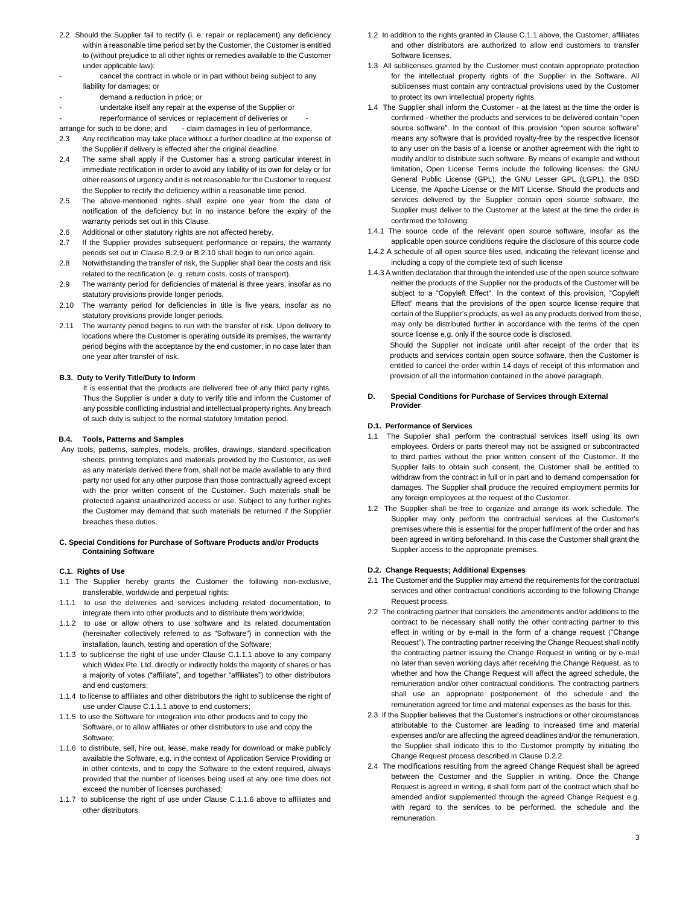2.2 Should the Supplier fail to rectify (i. e. repair or replacement) any deficiency within a reasonable time period set by the Customer, the Customer is entitled to (without prejudice to all other rights or remedies available to the Customer under applicable law):

- cancel the contract in whole or in part without being subject to any liability for damages; or
- demand a reduction in price; or
- undertake itself any repair at the expense of the Supplier or
- reperformance of services or replacement of deliveries or
- arrange for such to be done; and
- claim damages in lieu of performance.

2.3 Any rectification may take place without a further deadline at the expense of the Supplier if delivery is effected after the original deadline.

2.4 The same shall apply if the Customer has a strong particular interest in immediate rectification in order to avoid any liability of its own for delay or for other reasons of urgency and it is not reasonable for the Customer to request the Supplier to rectify the deficiency within a reasonable time period.

2.5 The above-mentioned rights shall expire one year from the date of notification of the deficiency but in no instance before the expiry of the warranty periods set out in this Clause.

2.6 Additional or other statutory rights are not affected hereby.

2.7 If the Supplier provides subsequent performance or repairs, the warranty periods set out in Clause B.2.9 or B.2.10 shall begin to run once again.

2.8 Notwithstanding the transfer of risk, the Supplier shall bear the costs and risk related to the rectification (e. g. return costs, costs of transport).

2.9 The warranty period for deficiencies of material is three years, insofar as no statutory provisions provide longer periods.

2.10 The warranty period for deficiencies in title is five years, insofar as no statutory provisions provide longer periods.

2.11 The warranty period begins to run with the transfer of risk. Upon delivery to locations where the Customer is operating outside its premises, the warranty period begins with the acceptance by the end customer, in no case later than one year after transfer of risk.

#### B.3. Duty to Verify Title/Duty to Inform

It is essential that the products are delivered free of any third party rights. Thus the Supplier is under a duty to verify title and inform the Customer of any possible conflicting industrial and intellectual property rights. Any breach of such duty is subject to the normal statutory limitation period.

#### B.4. Tools, Patterns and Samples

Any tools, patterns, samples, models, profiles, drawings, standard specification sheets, printing templates and materials provided by the Customer, as well as any materials derived there from, shall not be made available to any third party nor used for any other purpose than those contractually agreed except with the prior written consent of the Customer. Such materials shall be protected against unauthorized access or use. Subject to any further rights the Customer may demand that such materials be returned if the Supplier breaches these duties.

### C. Special Conditions for Purchase of Software Products and/or Products Containing Software

#### C.1. Rights of Use

1.1 The Supplier hereby grants the Customer the following non-exclusive, transferable, worldwide and perpetual rights:

1.1.1 to use the deliveries and services including related documentation, to integrate them into other products and to distribute them worldwide;

1.1.2 to use or allow others to use software and its related documentation (hereinafter collectively referred to as "Software") in connection with the installation, launch, testing and operation of the Software;

1.1.3 to sublicense the right of use under Clause C.1.1.1 above to any company which Widex Pte. Ltd. directly or indirectly holds the majority of shares or has a majority of votes ("affiliate", and together "affiliates") to other distributors and end customers;

1.1.4 to license to affiliates and other distributors the right to sublicense the right of use under Clause C.1.1.1 above to end customers;

1.1.5 to use the Software for integration into other products and to copy the Software, or to allow affiliates or other distributors to use and copy the Software;

1.1.6 to distribute, sell, hire out, lease, make ready for download or make publicly available the Software, e.g. in the context of Application Service Providing or in other contexts, and to copy the Software to the extent required, always provided that the number of licenses being used at any one time does not exceed the number of licenses purchased;

1.1.7 to sublicense the right of use under Clause C.1.1.6 above to affiliates and other distributors.

1.2 In addition to the rights granted in Clause C.1.1 above, the Customer, affiliates and other distributors are authorized to allow end customers to transfer Software licenses.

1.3 All sublicenses granted by the Customer must contain appropriate protection for the intellectual property rights of the Supplier in the Software. All sublicenses must contain any contractual provisions used by the Customer to protect its own intellectual property rights.

1.4 The Supplier shall inform the Customer - at the latest at the time the order is confirmed - whether the products and services to be delivered contain "open source software". In the context of this provision "open source software" means any software that is provided royalty-free by the respective licensor to any user on the basis of a license or another agreement with the right to modify and/or to distribute such software. By means of example and without limitation, Open License Terms include the following licenses: the GNU General Public License (GPL), the GNU Lesser GPL (LGPL), the BSD License, the Apache License or the MIT License. Should the products and services delivered by the Supplier contain open source software, the Supplier must deliver to the Customer at the latest at the time the order is confirmed the following:

1.4.1 The source code of the relevant open source software, insofar as the applicable open source conditions require the disclosure of this source code

1.4.2 A schedule of all open source files used, indicating the relevant license and including a copy of the complete text of such license

1.4.3 A written declaration that through the intended use of the open source software neither the products of the Supplier nor the products of the Customer will be subject to a "Copyleft Effect". In the context of this provision, "Copyleft Effect" means that the provisions of the open source license require that certain of the Supplier's products, as well as any products derived from these, may only be distributed further in accordance with the terms of the open source license e.g. only if the source code is disclosed.

Should the Supplier not indicate until after receipt of the order that its products and services contain open source software, then the Customer is entitled to cancel the order within 14 days of receipt of this information and provision of all the information contained in the above paragraph.

### D. Special Conditions for Purchase of Services through External Provider

#### D.1. Performance of Services

1.1 The Supplier shall perform the contractual services itself using its own employees. Orders or parts thereof may not be assigned or subcontracted to third parties without the prior written consent of the Customer. If the Supplier fails to obtain such consent, the Customer shall be entitled to withdraw from the contract in full or in part and to demand compensation for damages. The Supplier shall produce the required employment permits for any foreign employees at the request of the Customer.

1.2 The Supplier shall be free to organize and arrange its work schedule. The Supplier may only perform the contractual services at the Customer's premises where this is essential for the proper fulfilment of the order and has been agreed in writing beforehand. In this case the Customer shall grant the Supplier access to the appropriate premises.

#### D.2. Change Requests; Additional Expenses

2.1 The Customer and the Supplier may amend the requirements for the contractual services and other contractual conditions according to the following Change Request process.

2.2 The contracting partner that considers the amendments and/or additions to the contract to be necessary shall notify the other contracting partner to this effect in writing or by e-mail in the form of a change request ("Change Request"). The contracting partner receiving the Change Request shall notify the contracting partner issuing the Change Request in writing or by e-mail no later than seven working days after receiving the Change Request, as to whether and how the Change Request will affect the agreed schedule, the remuneration and/or other contractual conditions. The contracting partners shall use an appropriate postponement of the schedule and the remuneration agreed for time and material expenses as the basis for this.

2.3 If the Supplier believes that the Customer's instructions or other circumstances attributable to the Customer are leading to increased time and material expenses and/or are affecting the agreed deadlines and/or the remuneration, the Supplier shall indicate this to the Customer promptly by initiating the Change Request process described in Clause D.2.2.

2.4 The modifications resulting from the agreed Change Request shall be agreed between the Customer and the Supplier in writing. Once the Change Request is agreed in writing, it shall form part of the contract which shall be amended and/or supplemented through the agreed Change Request e.g. with regard to the services to be performed, the schedule and the remuneration.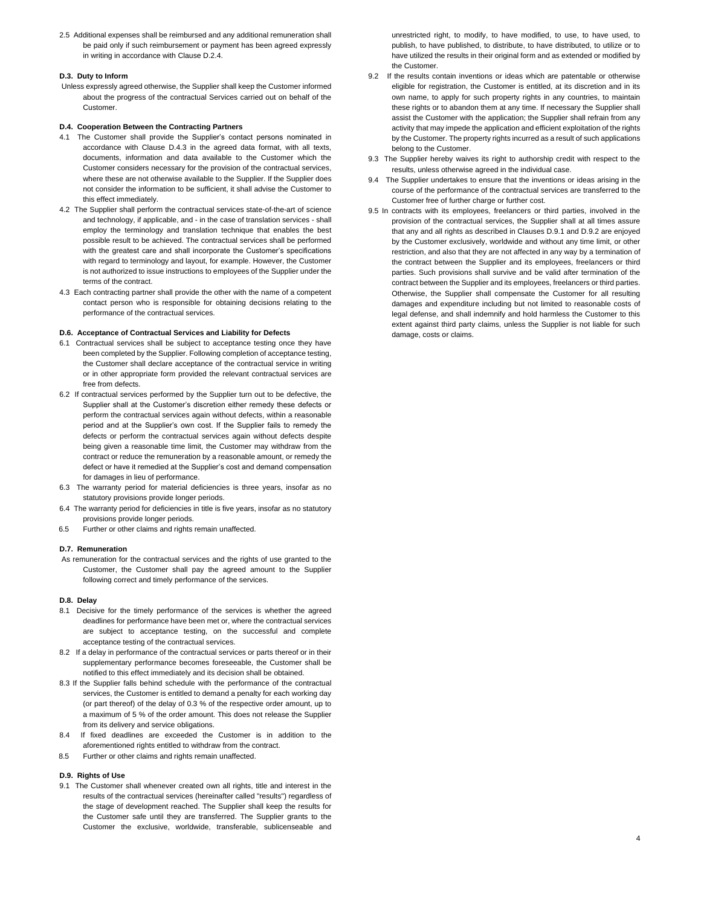2.5 Additional expenses shall be reimbursed and any additional remuneration shall be paid only if such reimbursement or payment has been agreed expressly in writing in accordance with Clause D.2.4.

**D.3. Duty to Inform**

Unless expressly agreed otherwise, the Supplier shall keep the Customer informed about the progress of the contractual Services carried out on behalf of the Customer.

**D.4. Cooperation Between the Contracting Partners**

4.1 The Customer shall provide the Supplier's contact persons nominated in accordance with Clause D.4.3 in the agreed data format, with all texts, documents, information and data available to the Customer which the Customer considers necessary for the provision of the contractual services, where these are not otherwise available to the Supplier. If the Supplier does not consider the information to be sufficient, it shall advise the Customer to this effect immediately.

4.2 The Supplier shall perform the contractual services state-of-the-art of science and technology, if applicable, and - in the case of translation services - shall employ the terminology and translation technique that enables the best possible result to be achieved. The contractual services shall be performed with the greatest care and shall incorporate the Customer's specifications with regard to terminology and layout, for example. However, the Customer is not authorized to issue instructions to employees of the Supplier under the terms of the contract.

4.3 Each contracting partner shall provide the other with the name of a competent contact person who is responsible for obtaining decisions relating to the performance of the contractual services.

**D.6. Acceptance of Contractual Services and Liability for Defects**

6.1 Contractual services shall be subject to acceptance testing once they have been completed by the Supplier. Following completion of acceptance testing, the Customer shall declare acceptance of the contractual service in writing or in other appropriate form provided the relevant contractual services are free from defects.

6.2 If contractual services performed by the Supplier turn out to be defective, the Supplier shall at the Customer's discretion either remedy these defects or perform the contractual services again without defects, within a reasonable period and at the Supplier's own cost. If the Supplier fails to remedy the defects or perform the contractual services again without defects despite being given a reasonable time limit, the Customer may withdraw from the contract or reduce the remuneration by a reasonable amount, or remedy the defect or have it remedied at the Supplier's cost and demand compensation for damages in lieu of performance.

6.3 The warranty period for material deficiencies is three years, insofar as no statutory provisions provide longer periods.

6.4 The warranty period for deficiencies in title is five years, insofar as no statutory provisions provide longer periods.

6.5 Further or other claims and rights remain unaffected.

**D.7. Remuneration**

As remuneration for the contractual services and the rights of use granted to the Customer, the Customer shall pay the agreed amount to the Supplier following correct and timely performance of the services.

**D.8. Delay**

8.1 Decisive for the timely performance of the services is whether the agreed deadlines for performance have been met or, where the contractual services are subject to acceptance testing, on the successful and complete acceptance testing of the contractual services.

8.2 If a delay in performance of the contractual services or parts thereof or in their supplementary performance becomes foreseeable, the Customer shall be notified to this effect immediately and its decision shall be obtained.

8.3 If the Supplier falls behind schedule with the performance of the contractual services, the Customer is entitled to demand a penalty for each working day (or part thereof) of the delay of 0.3 % of the respective order amount, up to a maximum of 5 % of the order amount. This does not release the Supplier from its delivery and service obligations.

8.4 If fixed deadlines are exceeded the Customer is in addition to the aforementioned rights entitled to withdraw from the contract.

8.5 Further or other claims and rights remain unaffected.

**D.9. Rights of Use**

9.1 The Customer shall whenever created own all rights, title and interest in the results of the contractual services (hereinafter called "results") regardless of the stage of development reached. The Supplier shall keep the results for the Customer safe until they are transferred. The Supplier grants to the Customer the exclusive, worldwide, transferable, sublicenseable and unrestricted right, to modify, to have modified, to use, to have used, to publish, to have published, to distribute, to have distributed, to utilize or to have utilized the results in their original form and as extended or modified by the Customer.

9.2 If the results contain inventions or ideas which are patentable or otherwise eligible for registration, the Customer is entitled, at its discretion and in its own name, to apply for such property rights in any countries, to maintain these rights or to abandon them at any time. If necessary the Supplier shall assist the Customer with the application; the Supplier shall refrain from any activity that may impede the application and efficient exploitation of the rights by the Customer. The property rights incurred as a result of such applications belong to the Customer.

9.3 The Supplier hereby waives its right to authorship credit with respect to the results, unless otherwise agreed in the individual case.

9.4 The Supplier undertakes to ensure that the inventions or ideas arising in the course of the performance of the contractual services are transferred to the Customer free of further charge or further cost.

9.5 In contracts with its employees, freelancers or third parties, involved in the provision of the contractual services, the Supplier shall at all times assure that any and all rights as described in Clauses D.9.1 and D.9.2 are enjoyed by the Customer exclusively, worldwide and without any time limit, or other restriction, and also that they are not affected in any way by a termination of the contract between the Supplier and its employees, freelancers or third parties. Such provisions shall survive and be valid after termination of the contract between the Supplier and its employees, freelancers or third parties. Otherwise, the Supplier shall compensate the Customer for all resulting damages and expenditure including but not limited to reasonable costs of legal defense, and shall indemnify and hold harmless the Customer to this extent against third party claims, unless the Supplier is not liable for such damage, costs or claims.